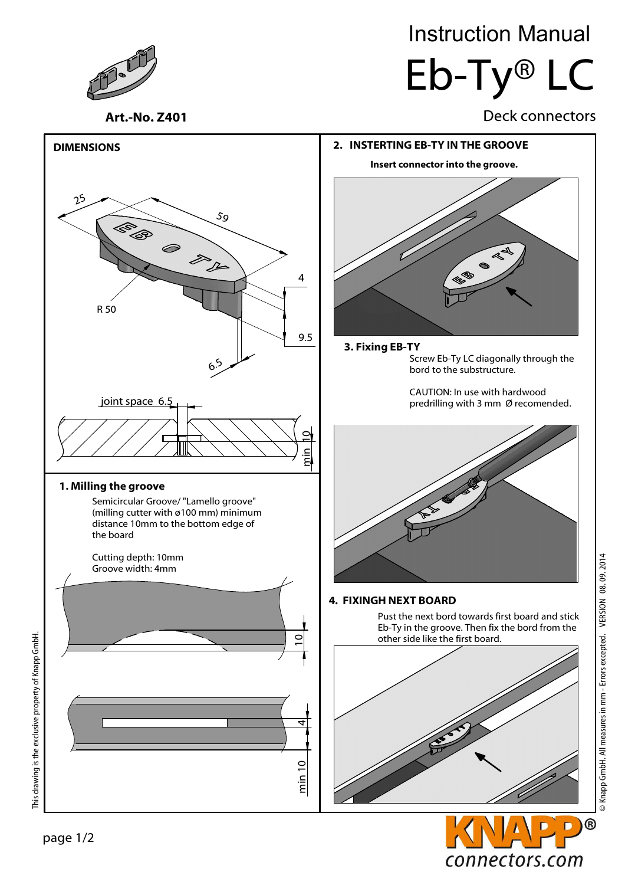# Instruction Manual

# Eb-Ty® LC

Deck connectors

**Art.-No. Z401**

## DIMENSIONS

25

59

4

R 50

9.5

6.5

joint space 6.5

min 10

## 1. Milling the groove

Semicircular Groove/ "Lamello groove" (milling cutter with ø100 mm) minimum distance 10mm to the bottom edge of the board

Cutting depth: 10mm
Groove width: 4mm

10

4

min 10

## 2. INSTERTING EB-TY IN THE GROOVE

**Insert connector into the groove.**

## 3. Fixing EB-TY

Screw Eb-Ty LC diagonally through the bord to the substructure.

CAUTION: In use with hardwood predrilling with 3 mm Ø recomended.

## 4. FIXINGH NEXT BOARD

Pust the next bord towards first board and stick Eb-Ty in the groove. Then fix the bord from the other side like the first board.

This drawing is the exclusive property of Knapp GmbH.

© Knapp GmbH. All measures in mm - Errors excepted. VERSION 08. 09. 2014

KNAPP® connectors.com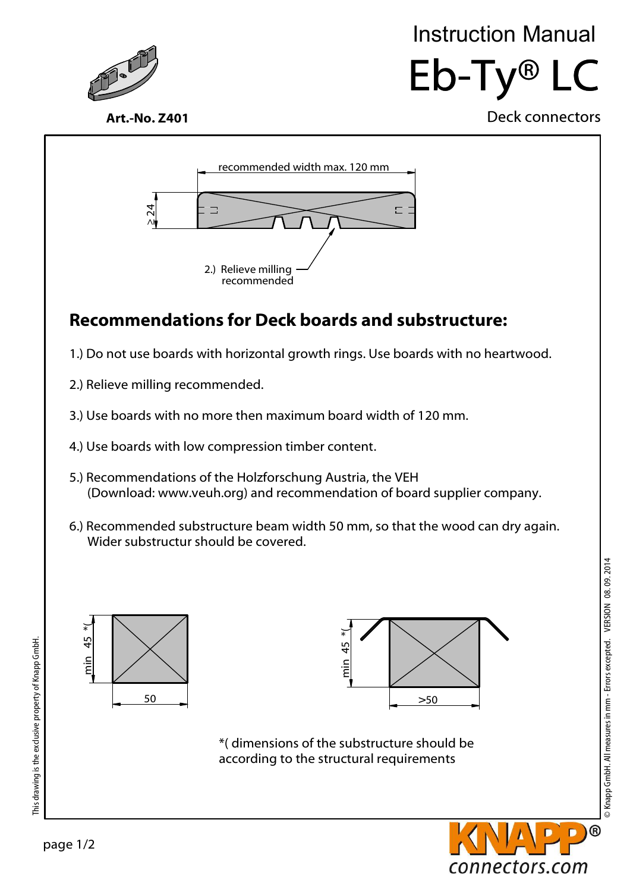Instruction Manual

# Eb-Ty® LC

Deck connectors

**Art.-No. Z401**

recommended width max. 120 mm

≥24

2.) Relieve milling recommended

## Recommendations for Deck boards and substructure:

1.) Do not use boards with horizontal growth rings. Use boards with no heartwood.

2.) Relieve milling recommended.

3.) Use boards with no more then maximum board width of 120 mm.

4.) Use boards with low compression timber content.

5.) Recommendations of the Holzforschung Austria, the VEH
(Download: www.veuh.org) and recommendation of board supplier company.

6.) Recommended substructure beam width 50 mm, so that the wood can dry again.
Wider substructur should be covered.

min 45 *(

50

min 45 *(

>50

*( dimensions of the substructure should be according to the structural requirements

This drawing is the exclusive property of Knapp GmbH.

© Knapp GmbH. All measures in mm - Errors excepted. VERSION 08. 09. 2014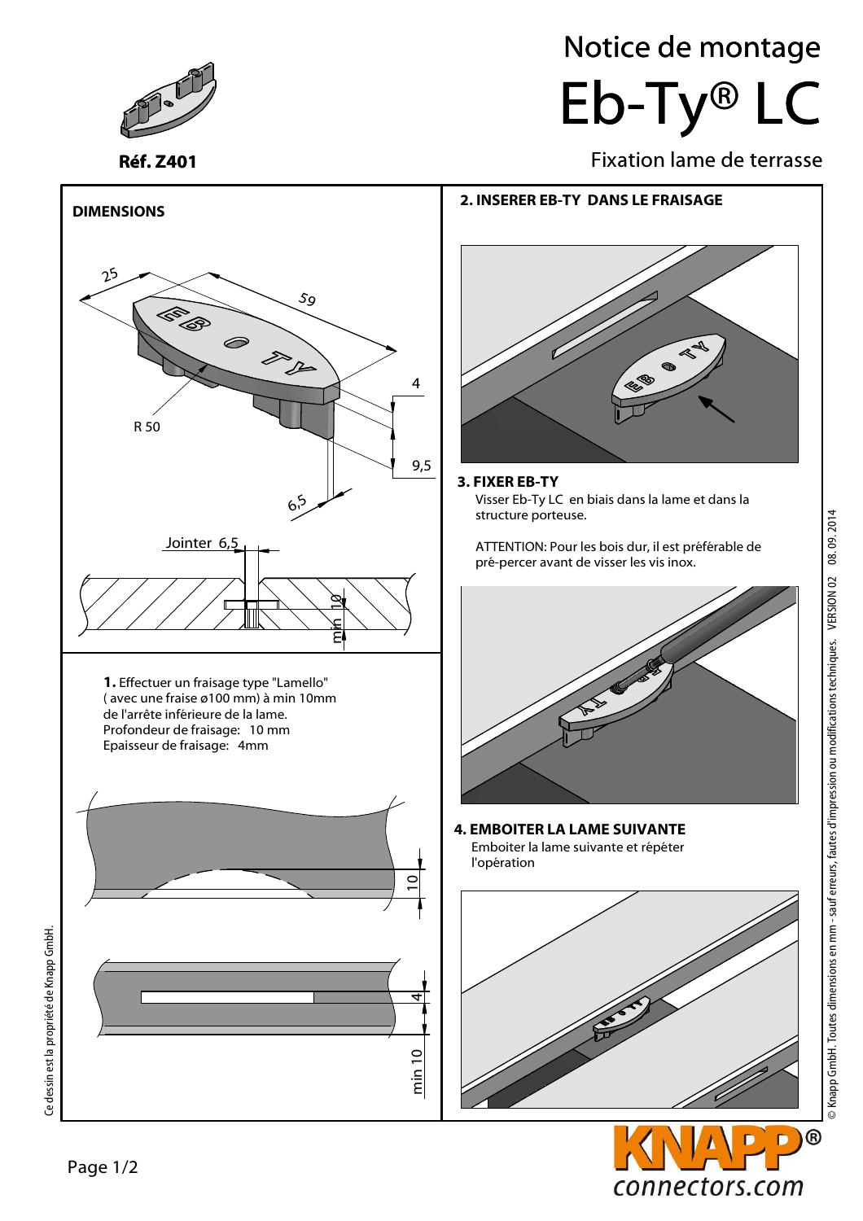# Notice de montage

# Eb-Ty® LC

Fixation lame de terrasse

**Réf. Z401**

## DIMENSIONS

25

59

4

R 50

9,5

6,5

Jointer 6,5

min 10

**1.** Effectuer un fraisage type "Lamello" ( avec une fraise ø100 mm) à min 10mm de l'arrête inférieure de la lame.
Profondeur de fraisage: 10 mm
Epaisseur de fraisage: 4mm

10

4

min 10

## 2. INSERER EB-TY DANS LE FRAISAGE

## 3. FIXER EB-TY

Visser Eb-Ty LC en biais dans la lame et dans la structure porteuse.

ATTENTION: Pour les bois dur, il est préférable de pré-percer avant de visser les vis inox.

## 4. EMBOITER LA LAME SUIVANTE

Emboiter la lame suivante et répéter l'opération

© Knapp GmbH. Toutes dimensions en mm - sauf erreurs, fautes d'impression ou modifications techniques. VERSION 02 08. 09. 2014

Ce dessin est la propriété de Knapp GmbH.

KNAPP® connectors.com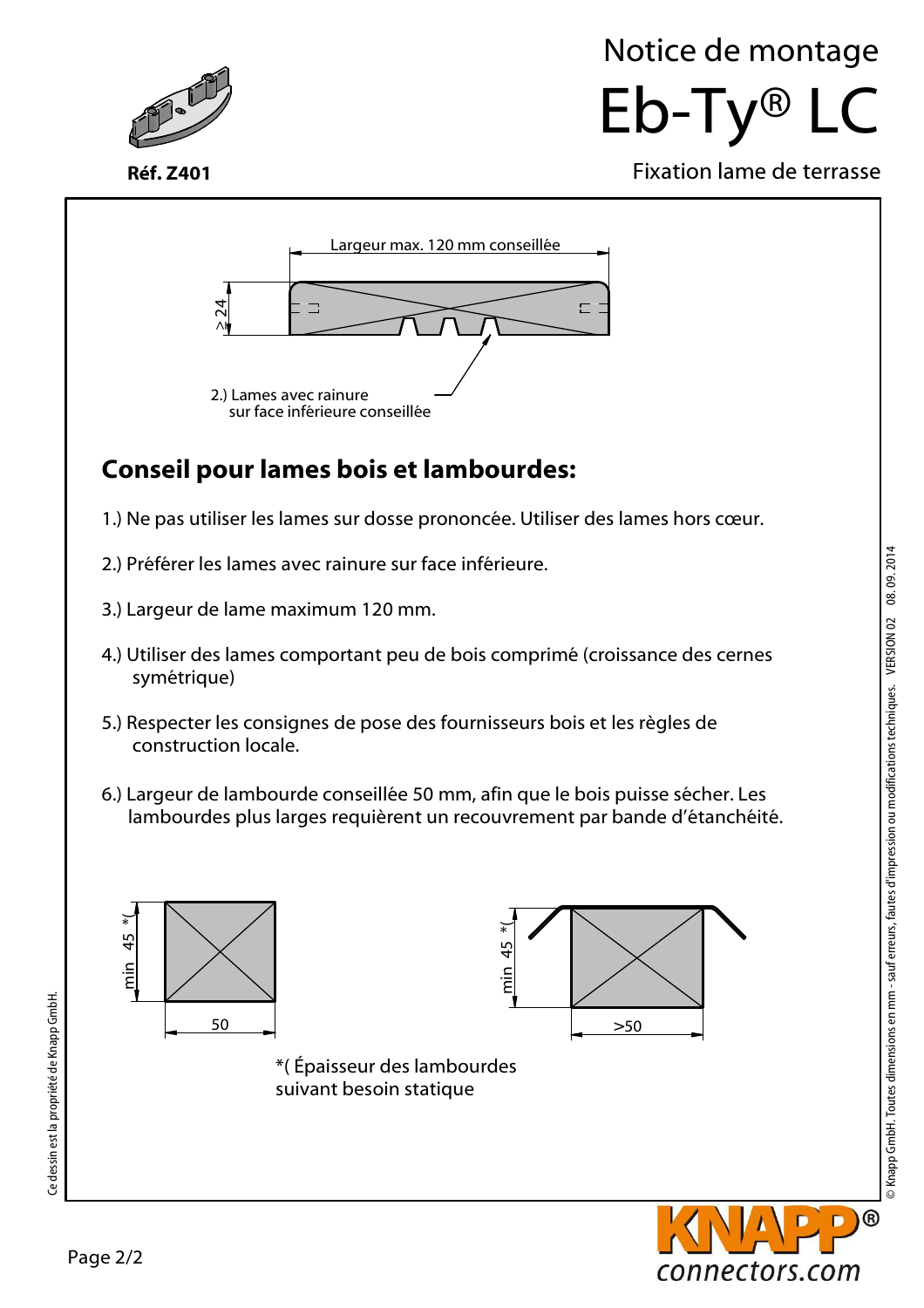# Notice de montage

# Eb-Ty® LC

Réf. Z401

Fixation lame de terrasse

Largeur max. 120 mm conseillée

≥24

2.) Lames avec rainure
sur face inférieure conseillée

## Conseil pour lames bois et lambourdes:

1.) Ne pas utiliser les lames sur dosse prononcée. Utiliser des lames hors cœur.

2.) Préférer les lames avec rainure sur face inférieure.

3.) Largeur de lame maximum 120 mm.

4.) Utiliser des lames comportant peu de bois comprimé (croissance des cernes symétrique)

5.) Respecter les consignes de pose des fournisseurs bois et les règles de construction locale.

6.) Largeur de lambourde conseillée 50 mm, afin que le bois puisse sécher. Les lambourdes plus larges requièrent un recouvrement par bande d'étanchéité.

min 45 *(

50

min 45 *(

>50

*( Épaisseur des lambourdes suivant besoin statique

Ce dessin est la propriété de Knapp GmbH.

© Knapp GmbH. Toutes dimensions en mm - sauf erreurs, fautes d'impression ou modifications techniques. VERSION 02 08. 09. 2014

KNAPP®
connectors.com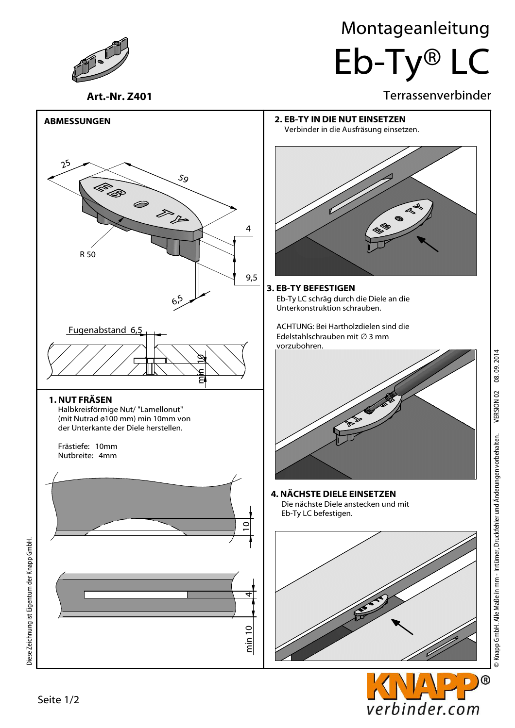# Montageanleitung

# Eb-Ty® LC

Terrassenverbinder

**Art.-Nr. Z401**

## ABMESSUNGEN

Fugenabstand 6,5

## 1. NUT FRÄSEN

Halbkreisförmige Nut/ "Lamellonut" (mit Nutrad ø100 mm) min 10mm von der Unterkante der Diele herstellen.

Frästiefe: 10mm
Nutbreite: 4mm

## 2. EB-TY IN DIE NUT EINSETZEN

Verbinder in die Ausfräsung einsetzen.

## 3. EB-TY BEFESTIGEN

Eb-Ty LC schräg durch die Diele an die Unterkonstruktion schrauben.

ACHTUNG: Bei Hartholzdielen sind die Edelstahlschrauben mit ∅ 3 mm vorzubohren.

## 4. NÄCHSTE DIELE EINSETZEN

Die nächste Diele anstecken und mit Eb-Ty LC befestigen.

Diese Zeichnung ist Eigentum der Knapp GmbH.

© Knapp GmbH. Alle Maße in mm - Irrtümer, Druckfehler und Änderungen vorbehalten. VERSION 02 08. 09. 2014

KNAPP® verbinder.com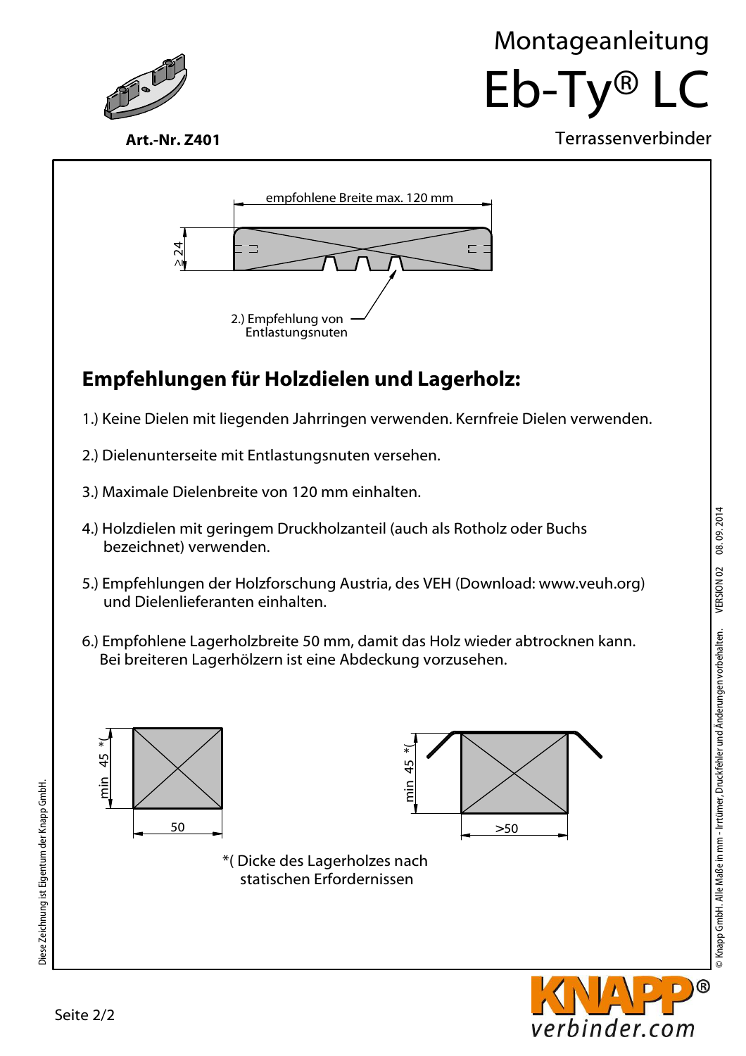# Montageanleitung Eb-Ty® LC

Terrassenverbinder

**Art.-Nr. Z401**

empfohlene Breite max. 120 mm

≥24

2.) Empfehlung von Entlastungsnuten

## Empfehlungen für Holzdielen und Lagerholz:

1.) Keine Dielen mit liegenden Jahrringen verwenden. Kernfreie Dielen verwenden.

2.) Dielenunterseite mit Entlastungsnuten versehen.

3.) Maximale Dielenbreite von 120 mm einhalten.

4.) Holzdielen mit geringem Druckholzanteil (auch als Rotholz oder Buchs bezeichnet) verwenden.

5.) Empfehlungen der Holzforschung Austria, des VEH (Download: www.veuh.org) und Dielenlieferanten einhalten.

6.) Empfohlene Lagerholzbreite 50 mm, damit das Holz wieder abtrocknen kann. Bei breiteren Lagerhölzern ist eine Abdeckung vorzusehen.

min 45 *(

50

min 45 *(

>50

*( Dicke des Lagerholzes nach statischen Erfordernissen

Diese Zeichnung ist Eigentum der Knapp GmbH.

© Knapp GmbH. Alle Maße in mm - Irrtümer, Druckfehler und Änderungen vorbehalten. VERSION 02 08. 09. 2014

KNAPP® verbinder.com